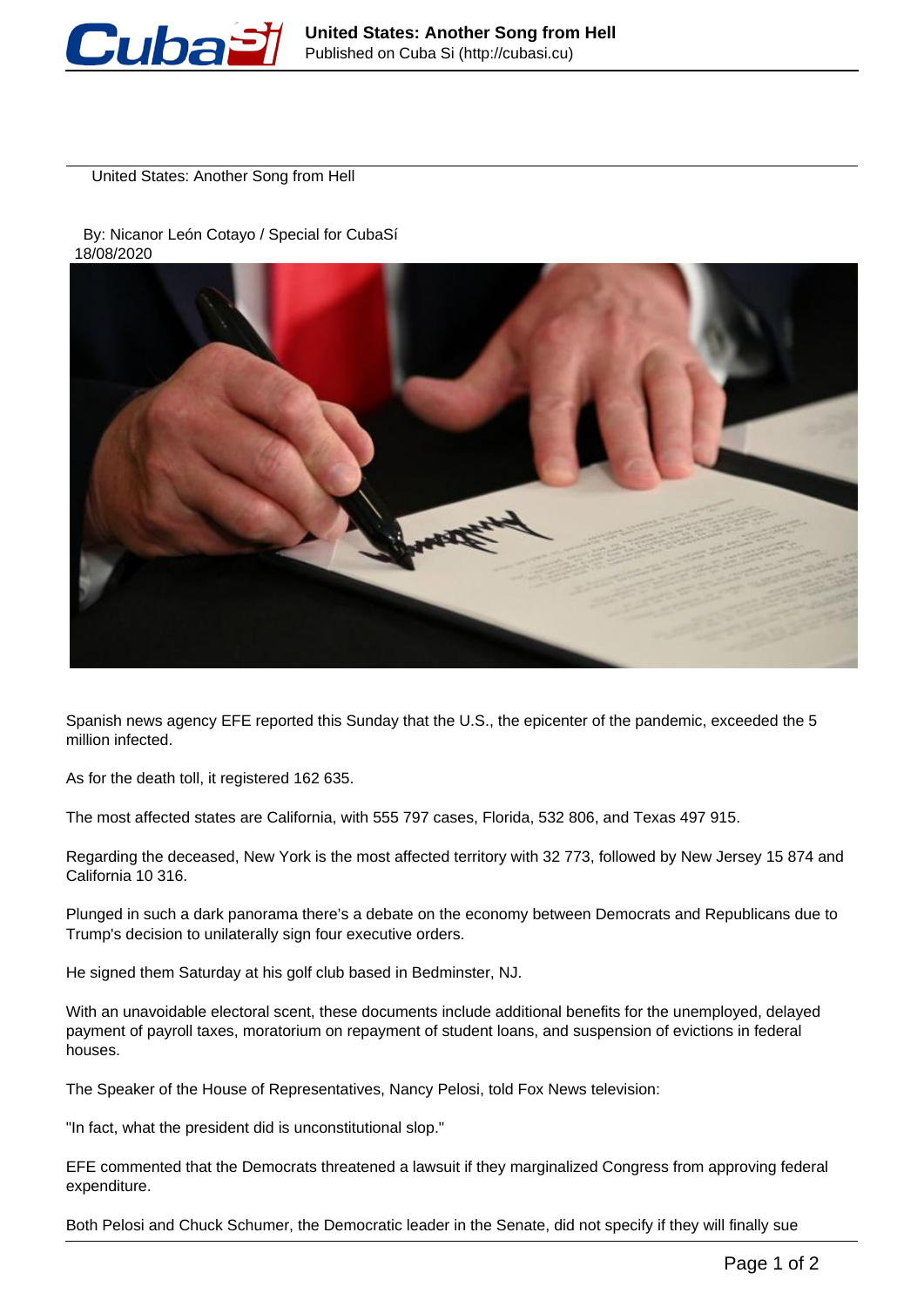# United States: Another Song from Hell

By: Nicanor León Cotayo / Special for CubaSí
18/08/2020

Spanish news agency EFE reported this Sunday that the U.S., the epicenter of the pandemic, exceeded the 5 million infected.

As for the death toll, it registered 162 635.

The most affected states are California, with 555 797 cases, Florida, 532 806, and Texas 497 915.

Regarding the deceased, New York is the most affected territory with 32 773, followed by New Jersey 15 874 and California 10 316.

Plunged in such a dark panorama there's a debate on the economy between Democrats and Republicans due to Trump's decision to unilaterally sign four executive orders.

He signed them Saturday at his golf club based in Bedminster, NJ.

With an unavoidable electoral scent, these documents include additional benefits for the unemployed, delayed payment of payroll taxes, moratorium on repayment of student loans, and suspension of evictions in federal houses.

The Speaker of the House of Representatives, Nancy Pelosi, told Fox News television:

"In fact, what the president did is unconstitutional slop."

EFE commented that the Democrats threatened a lawsuit if they marginalized Congress from approving federal expenditure.

Both Pelosi and Chuck Schumer, the Democratic leader in the Senate, did not specify if they will finally sue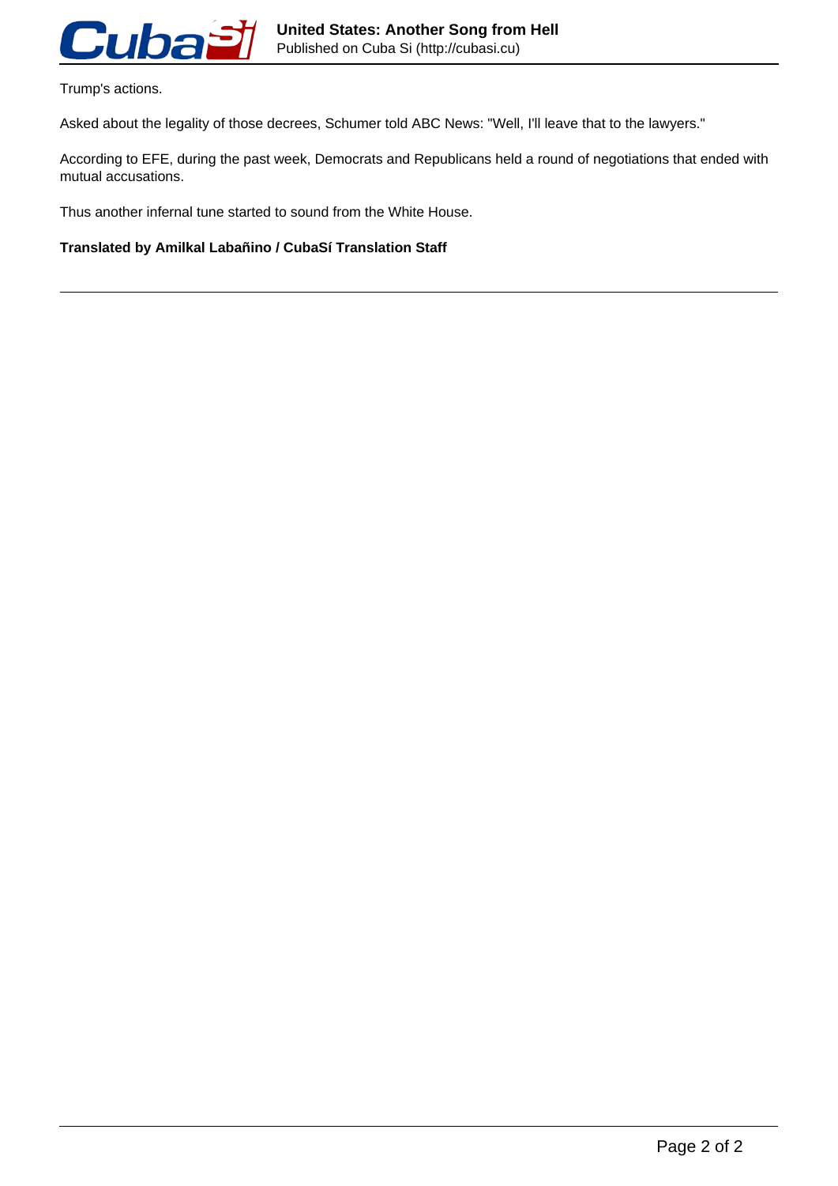Trump's actions.

Asked about the legality of those decrees, Schumer told ABC News: "Well, I'll leave that to the lawyers."

According to EFE, during the past week, Democrats and Republicans held a round of negotiations that ended with mutual accusations.

Thus another infernal tune started to sound from the White House.

**Translated by Amilkal Labañino / CubaSí Translation Staff**